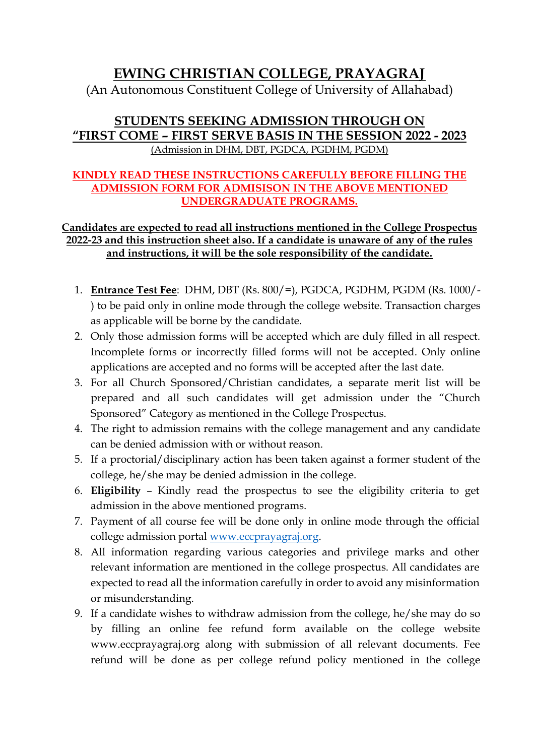# EWING CHRISTIAN COLLEGE, PRAYAGRAJ

(An Autonomous Constituent College of University of Allahabad)

## STUDENTS SEEKING ADMISSION THROUGH ON "FIRST COME – FIRST SERVE BASIS IN THE SESSION 2022 - 2023

(Admission in DHM, DBT, PGDCA, PGDHM, PGDM)

**KINDLY READ THESE INSTRUCTIONS CAREFULLY BEFORE FILLING THE ADMISSION FORM FOR ADMISISON IN THE ABOVE MENTIONED UNDERGRADUATE PROGRAMS.**

**Candidates are expected to read all instructions mentioned in the College Prospectus 2022-23 and this instruction sheet also. If a candidate is unaware of any of the rules and instructions, it will be the sole responsibility of the candidate.**

1. **Entrance Test Fee**: DHM, DBT (Rs. 800/=), PGDCA, PGDHM, PGDM (Rs. 1000/-) to be paid only in online mode through the college website. Transaction charges as applicable will be borne by the candidate.
2. Only those admission forms will be accepted which are duly filled in all respect. Incomplete forms or incorrectly filled forms will not be accepted. Only online applications are accepted and no forms will be accepted after the last date.
3. For all Church Sponsored/Christian candidates, a separate merit list will be prepared and all such candidates will get admission under the "Church Sponsored" Category as mentioned in the College Prospectus.
4. The right to admission remains with the college management and any candidate can be denied admission with or without reason.
5. If a proctorial/disciplinary action has been taken against a former student of the college, he/she may be denied admission in the college.
6. **Eligibility** – Kindly read the prospectus to see the eligibility criteria to get admission in the above mentioned programs.
7. Payment of all course fee will be done only in online mode through the official college admission portal www.eccprayagraj.org.
8. All information regarding various categories and privilege marks and other relevant information are mentioned in the college prospectus. All candidates are expected to read all the information carefully in order to avoid any misinformation or misunderstanding.
9. If a candidate wishes to withdraw admission from the college, he/she may do so by filling an online fee refund form available on the college website www.eccprayagraj.org along with submission of all relevant documents. Fee refund will be done as per college refund policy mentioned in the college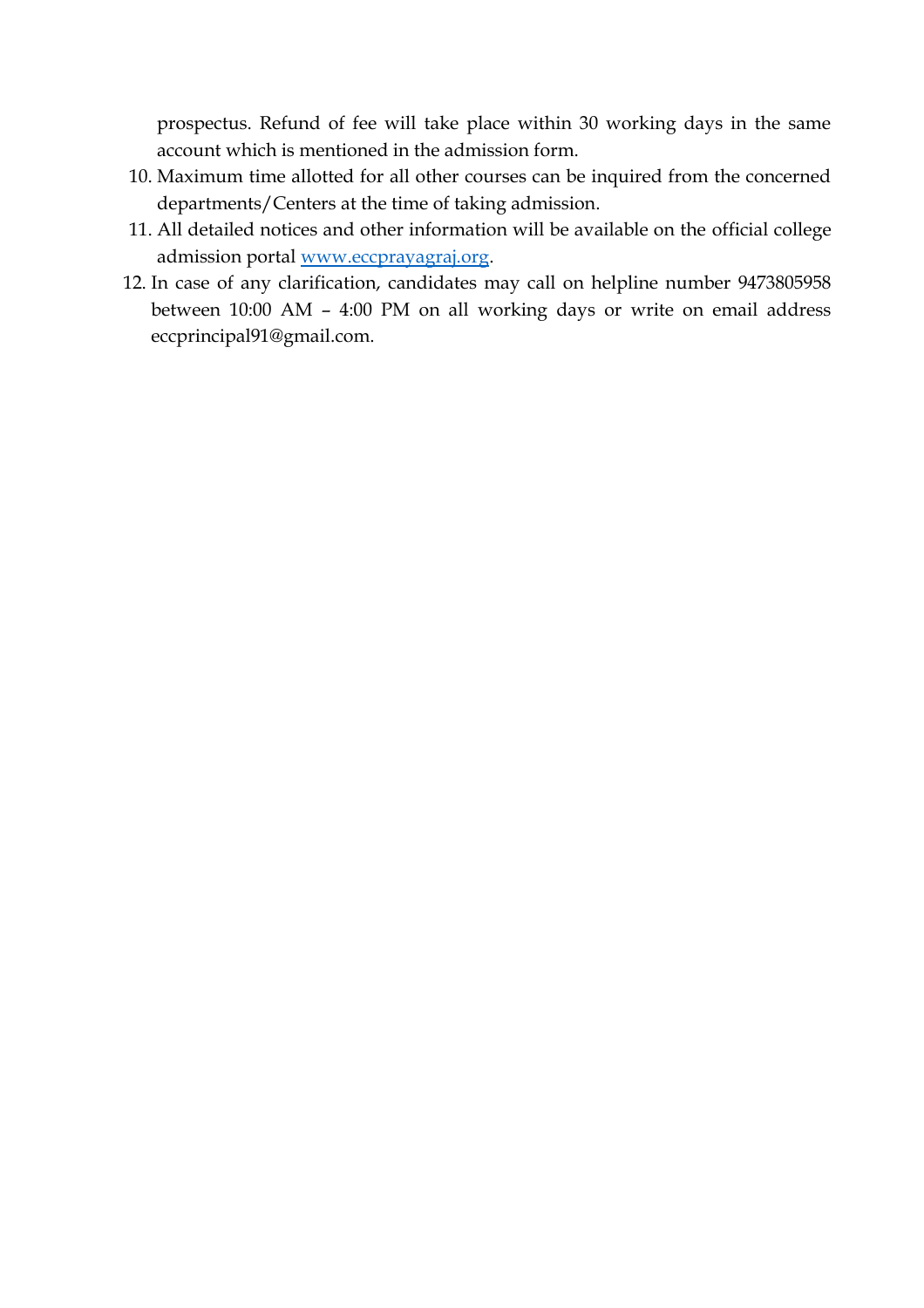prospectus. Refund of fee will take place within 30 working days in the same account which is mentioned in the admission form.

10. Maximum time allotted for all other courses can be inquired from the concerned departments/Centers at the time of taking admission.
11. All detailed notices and other information will be available on the official college admission portal [www.eccprayagraj.org](http://www.eccprayagraj.org).
12. In case of any clarification, candidates may call on helpline number 9473805958 between 10:00 AM – 4:00 PM on all working days or write on email address eccprincipal91@gmail.com.